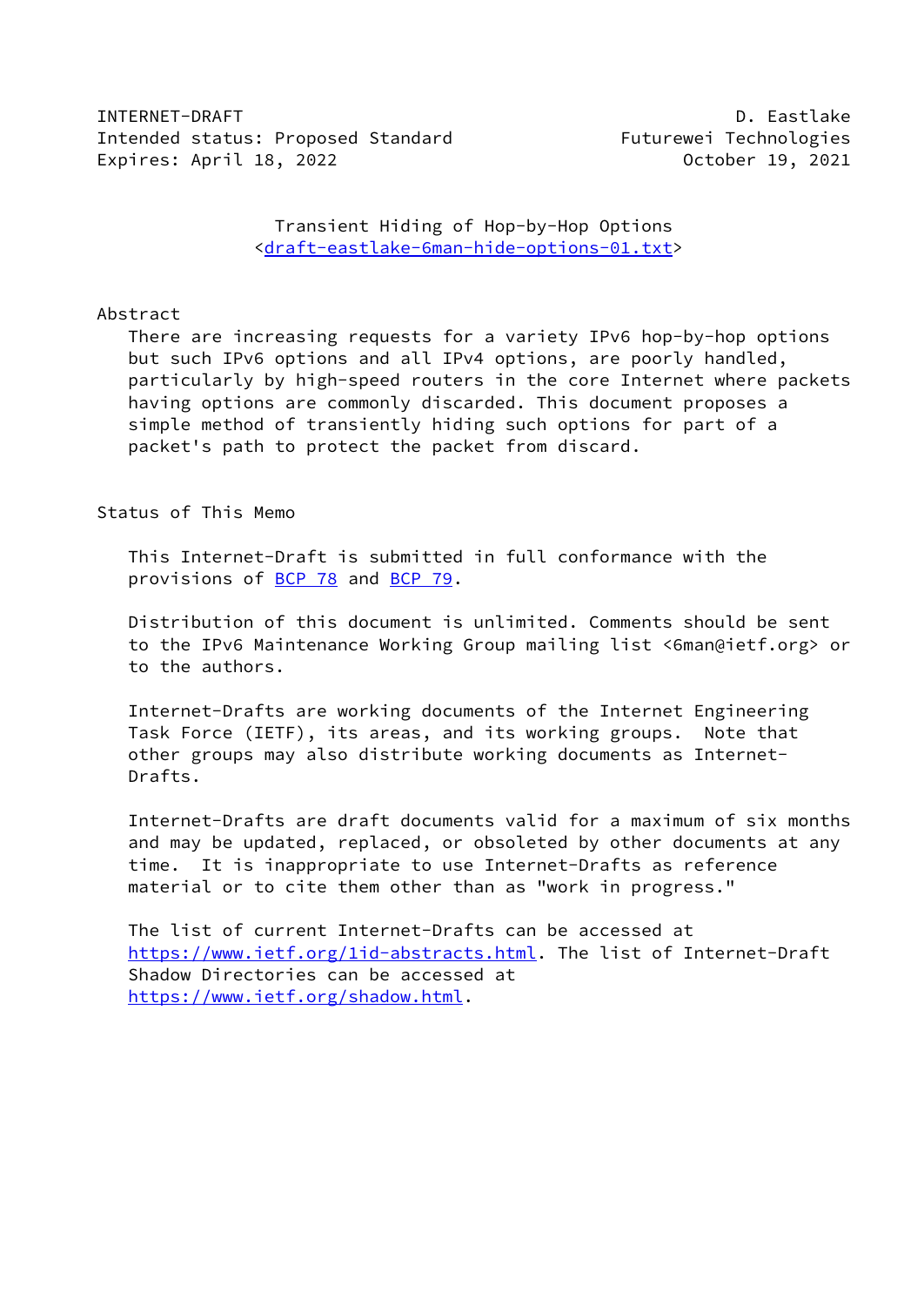INTERNET-DRAFT D. Eastlake
Intended status: Proposed Standard Futurewei Technologies
Expires: April 18, 2022 October 19, 2021

# Transient Hiding of Hop-by-Hop Options
<draft-eastlake-6man-hide-options-01.txt>

## Abstract

There are increasing requests for a variety IPv6 hop-by-hop options but such IPv6 options and all IPv4 options, are poorly handled, particularly by high-speed routers in the core Internet where packets having options are commonly discarded. This document proposes a simple method of transiently hiding such options for part of a packet's path to protect the packet from discard.

## Status of This Memo

This Internet-Draft is submitted in full conformance with the provisions of BCP 78 and BCP 79.

Distribution of this document is unlimited. Comments should be sent to the IPv6 Maintenance Working Group mailing list <6man@ietf.org> or to the authors.

Internet-Drafts are working documents of the Internet Engineering Task Force (IETF), its areas, and its working groups. Note that other groups may also distribute working documents as Internet-Drafts.

Internet-Drafts are draft documents valid for a maximum of six months and may be updated, replaced, or obsoleted by other documents at any time. It is inappropriate to use Internet-Drafts as reference material or to cite them other than as "work in progress."

The list of current Internet-Drafts can be accessed at https://www.ietf.org/1id-abstracts.html. The list of Internet-Draft Shadow Directories can be accessed at https://www.ietf.org/shadow.html.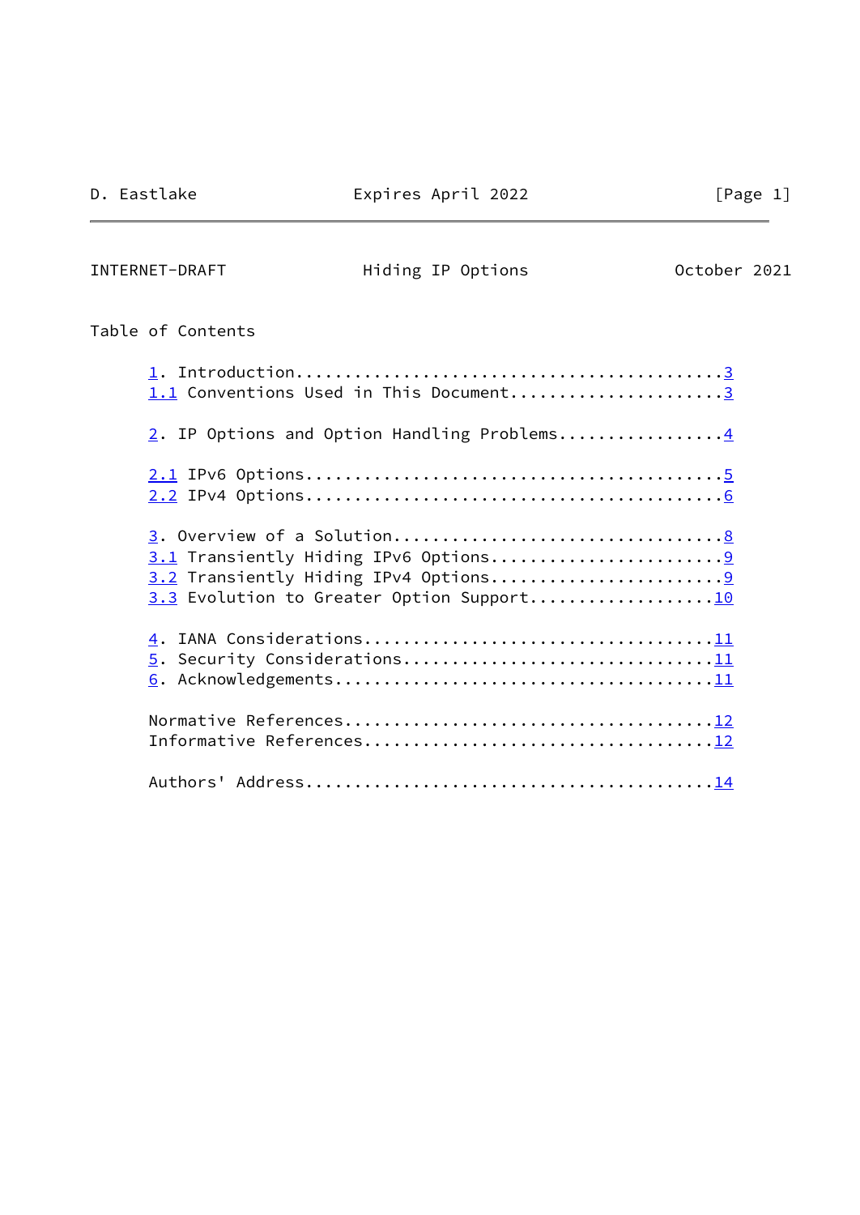## Table of Contents

1. Introduction...........................................3
1.1 Conventions Used in This Document......................3

2. IP Options and Option Handling Problems.................4

2.1 IPv6 Options..........................................5
2.2 IPv4 Options..........................................6

3. Overview of a Solution.................................8
3.1 Transiently Hiding IPv6 Options........................9
3.2 Transiently Hiding IPv4 Options........................9
3.3 Evolution to Greater Option Support...................10

4. IANA Considerations...................................11
5. Security Considerations...............................11
6. Acknowledgements......................................11

Normative References.....................................12
Informative References...................................12

Authors' Address.........................................14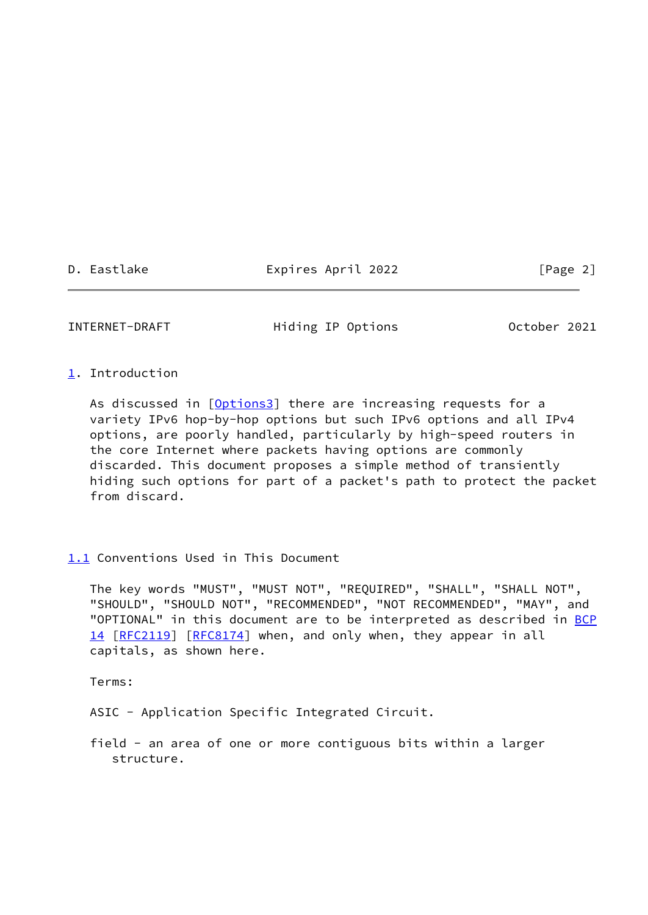## 1. Introduction

As discussed in [Options3] there are increasing requests for a variety IPv6 hop-by-hop options but such IPv6 options and all IPv4 options, are poorly handled, particularly by high-speed routers in the core Internet where packets having options are commonly discarded. This document proposes a simple method of transiently hiding such options for part of a packet's path to protect the packet from discard.

### 1.1 Conventions Used in This Document

The key words "MUST", "MUST NOT", "REQUIRED", "SHALL", "SHALL NOT", "SHOULD", "SHOULD NOT", "RECOMMENDED", "NOT RECOMMENDED", "MAY", and "OPTIONAL" in this document are to be interpreted as described in BCP 14 [RFC2119] [RFC8174] when, and only when, they appear in all capitals, as shown here.

Terms:

ASIC - Application Specific Integrated Circuit.

field - an area of one or more contiguous bits within a larger structure.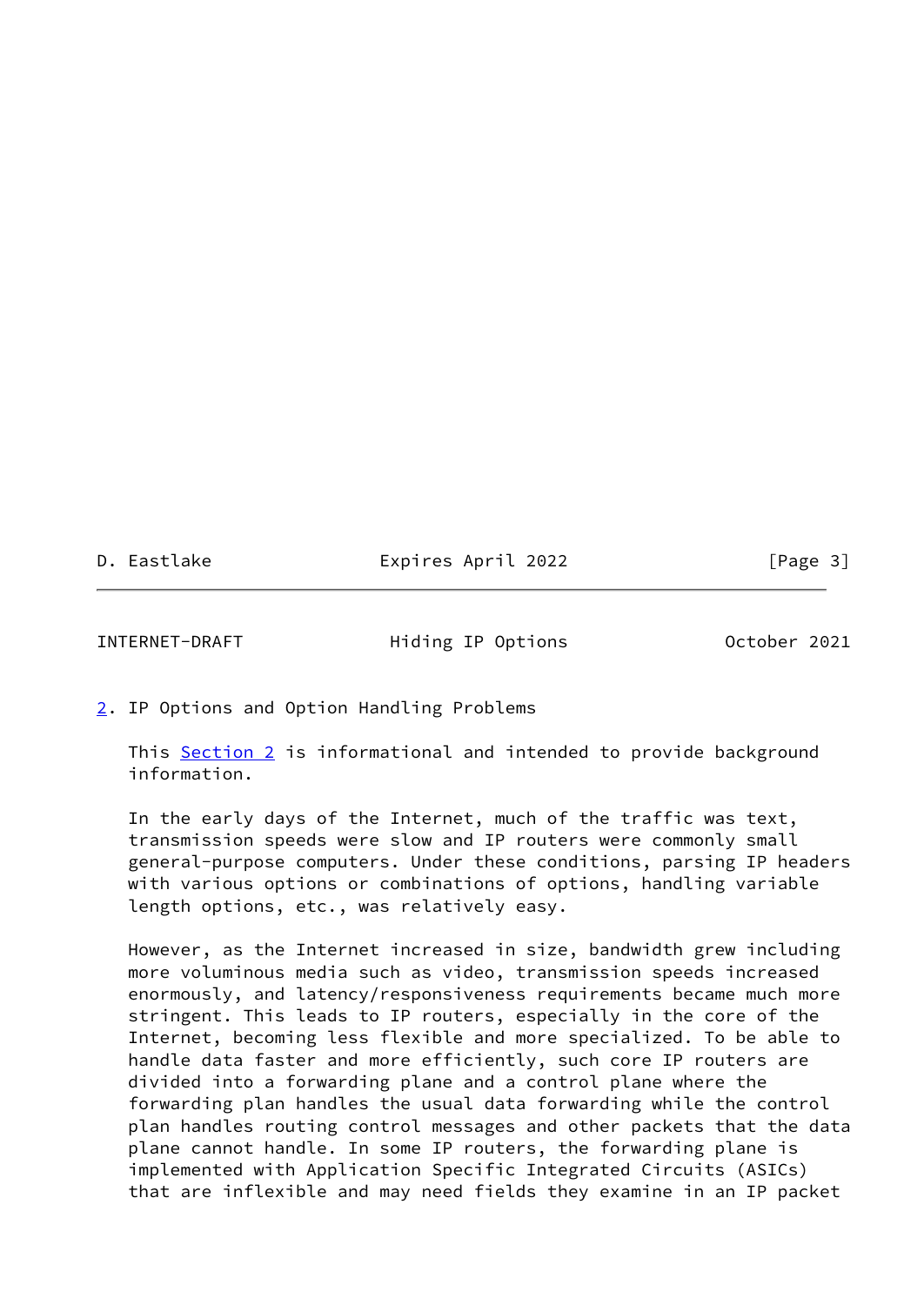## 2. IP Options and Option Handling Problems

This Section 2 is informational and intended to provide background information.

In the early days of the Internet, much of the traffic was text, transmission speeds were slow and IP routers were commonly small general-purpose computers. Under these conditions, parsing IP headers with various options or combinations of options, handling variable length options, etc., was relatively easy.

However, as the Internet increased in size, bandwidth grew including more voluminous media such as video, transmission speeds increased enormously, and latency/responsiveness requirements became much more stringent. This leads to IP routers, especially in the core of the Internet, becoming less flexible and more specialized. To be able to handle data faster and more efficiently, such core IP routers are divided into a forwarding plane and a control plane where the forwarding plan handles the usual data forwarding while the control plan handles routing control messages and other packets that the data plane cannot handle. In some IP routers, the forwarding plane is implemented with Application Specific Integrated Circuits (ASICs) that are inflexible and may need fields they examine in an IP packet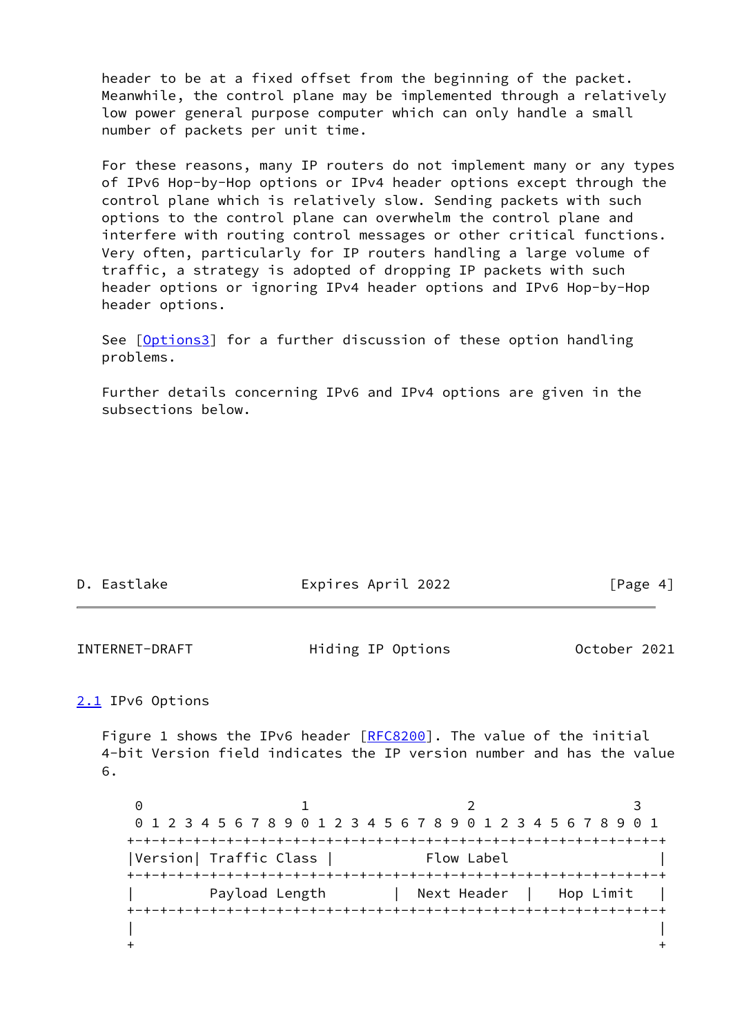header to be at a fixed offset from the beginning of the packet. Meanwhile, the control plane may be implemented through a relatively low power general purpose computer which can only handle a small number of packets per unit time.

For these reasons, many IP routers do not implement many or any types of IPv6 Hop-by-Hop options or IPv4 header options except through the control plane which is relatively slow. Sending packets with such options to the control plane can overwhelm the control plane and interfere with routing control messages or other critical functions. Very often, particularly for IP routers handling a large volume of traffic, a strategy is adopted of dropping IP packets with such header options or ignoring IPv4 header options and IPv6 Hop-by-Hop header options.

See [Options3] for a further discussion of these option handling problems.

Further details concerning IPv6 and IPv4 options are given in the subsections below.

## 2.1 IPv6 Options

Figure 1 shows the IPv6 header [RFC8200]. The value of the initial 4-bit Version field indicates the IP version number and has the value 6.

```
 0                   1                   2                   3
 0 1 2 3 4 5 6 7 8 9 0 1 2 3 4 5 6 7 8 9 0 1 2 3 4 5 6 7 8 9 0 1
+-+-+-+-+-+-+-+-+-+-+-+-+-+-+-+-+-+-+-+-+-+-+-+-+-+-+-+-+-+-+-+-+
|Version| Traffic Class |           Flow Label                  |
+-+-+-+-+-+-+-+-+-+-+-+-+-+-+-+-+-+-+-+-+-+-+-+-+-+-+-+-+-+-+-+-+
|         Payload Length        |  Next Header  |   Hop Limit   |
+-+-+-+-+-+-+-+-+-+-+-+-+-+-+-+-+-+-+-+-+-+-+-+-+-+-+-+-+-+-+-+-+
|                                                               |
+                                                               +
```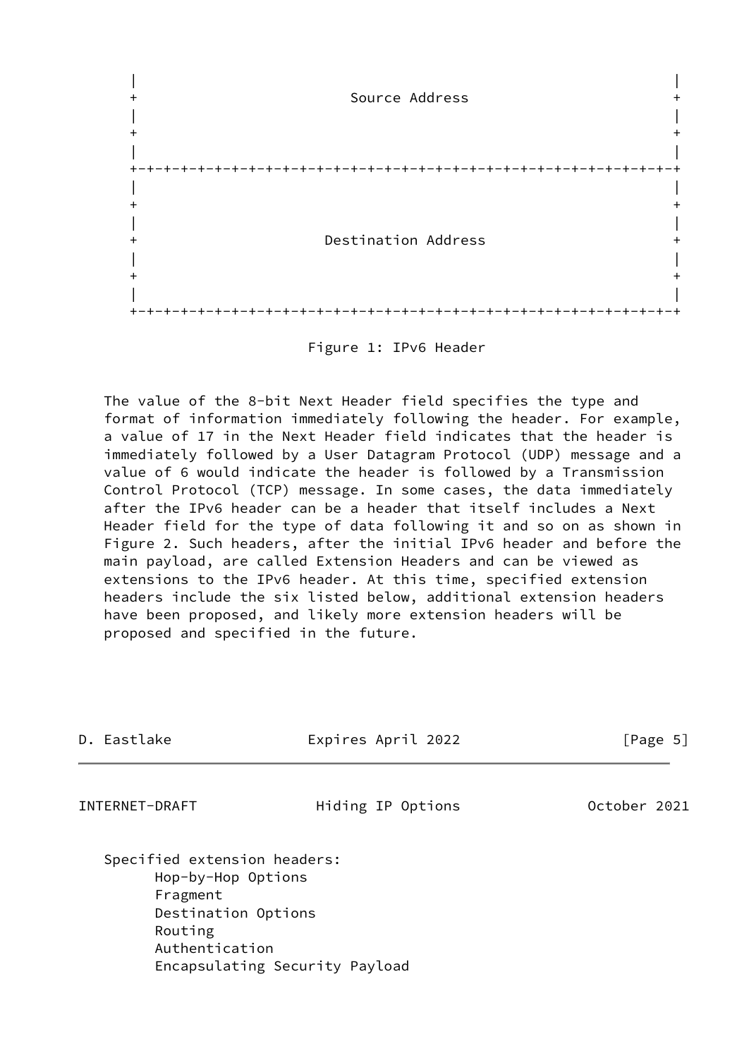```
   |                                                               |
   +                         Source Address                        +
   |                                                               |
   +                                                               +
   |                                                               |
   +-+-+-+-+-+-+-+-+-+-+-+-+-+-+-+-+-+-+-+-+-+-+-+-+-+-+-+-+-+-+-+-+
   |                                                               |
   +                                                               +
   |                                                               |
   +                      Destination Address                      +
   |                                                               |
   +                                                               +
   |                                                               |
   +-+-+-+-+-+-+-+-+-+-+-+-+-+-+-+-+-+-+-+-+-+-+-+-+-+-+-+-+-+-+-+-+
```

Figure 1: IPv6 Header

The value of the 8-bit Next Header field specifies the type and format of information immediately following the header. For example, a value of 17 in the Next Header field indicates that the header is immediately followed by a User Datagram Protocol (UDP) message and a value of 6 would indicate the header is followed by a Transmission Control Protocol (TCP) message. In some cases, the data immediately after the IPv6 header can be a header that itself includes a Next Header field for the type of data following it and so on as shown in Figure 2. Such headers, after the initial IPv6 header and before the main payload, are called Extension Headers and can be viewed as extensions to the IPv6 header. At this time, specified extension headers include the six listed below, additional extension headers have been proposed, and likely more extension headers will be proposed and specified in the future.

Specified extension headers:

- Hop-by-Hop Options
- Fragment
- Destination Options
- Routing
- Authentication
- Encapsulating Security Payload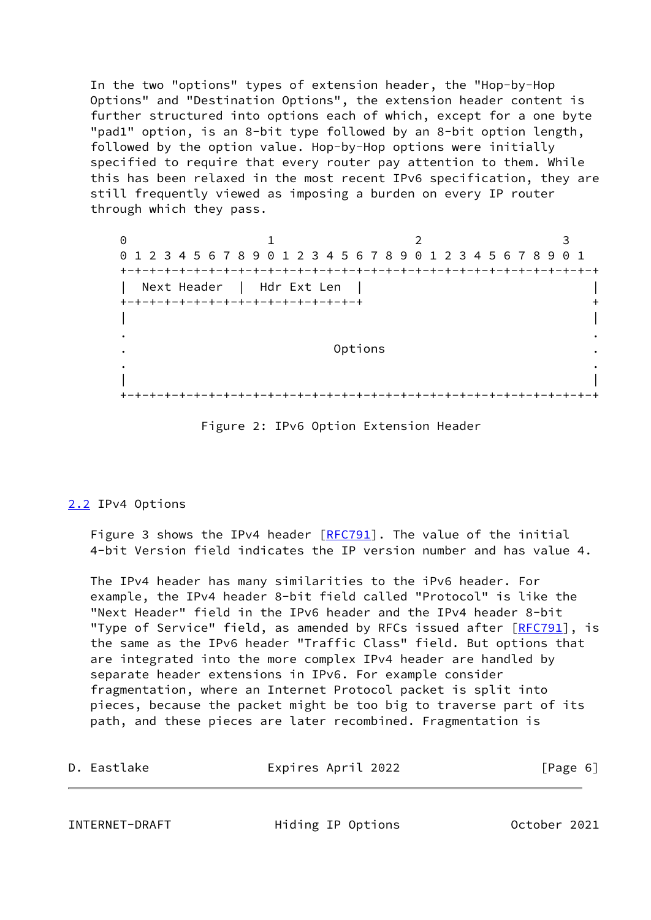In the two "options" types of extension header, the "Hop-by-Hop Options" and "Destination Options", the extension header content is further structured into options each of which, except for a one byte "pad1" option, is an 8-bit type followed by an 8-bit option length, followed by the option value. Hop-by-Hop options were initially specified to require that every router pay attention to them. While this has been relaxed in the most recent IPv6 specification, they are still frequently viewed as imposing a burden on every IP router through which they pass.

```
 0                   1                   2                   3
 0 1 2 3 4 5 6 7 8 9 0 1 2 3 4 5 6 7 8 9 0 1 2 3 4 5 6 7 8 9 0 1
+-+-+-+-+-+-+-+-+-+-+-+-+-+-+-+-+-+-+-+-+-+-+-+-+-+-+-+-+-+-+-+-+
|  Next Header  |  Hdr Ext Len  |                               |
+-+-+-+-+-+-+-+-+-+-+-+-+-+-+-+-+                               +
|                                                               |
.                                                               .
.                            Options                            .
.                                                               .
|                                                               |
+-+-+-+-+-+-+-+-+-+-+-+-+-+-+-+-+-+-+-+-+-+-+-+-+-+-+-+-+-+-+-+-+
```

Figure 2: IPv6 Option Extension Header

## 2.2 IPv4 Options

Figure 3 shows the IPv4 header [RFC791]. The value of the initial 4-bit Version field indicates the IP version number and has value 4.

The IPv4 header has many similarities to the iPv6 header. For example, the IPv4 header 8-bit field called "Protocol" is like the "Next Header" field in the IPv6 header and the IPv4 header 8-bit "Type of Service" field, as amended by RFCs issued after [RFC791], is the same as the IPv6 header "Traffic Class" field. But options that are integrated into the more complex IPv4 header are handled by separate header extensions in IPv6. For example consider fragmentation, where an Internet Protocol packet is split into pieces, because the packet might be too big to traverse part of its path, and these pieces are later recombined. Fragmentation is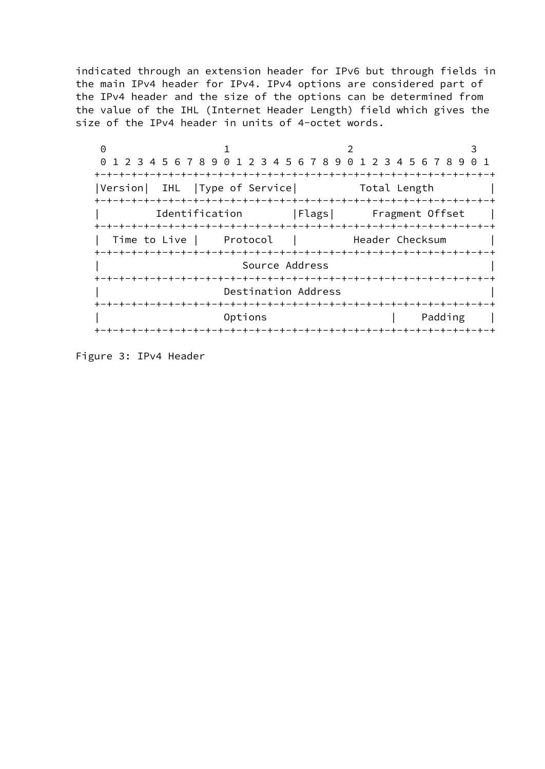indicated through an extension header for IPv6 but through fields in the main IPv4 header for IPv4. IPv4 options are considered part of the IPv4 header and the size of the options can be determined from the value of the IHL (Internet Header Length) field which gives the size of the IPv4 header in units of 4-octet words.

```
 0                   1                   2                   3
 0 1 2 3 4 5 6 7 8 9 0 1 2 3 4 5 6 7 8 9 0 1 2 3 4 5 6 7 8 9 0 1
+-+-+-+-+-+-+-+-+-+-+-+-+-+-+-+-+-+-+-+-+-+-+-+-+-+-+-+-+-+-+-+-+
|Version|  IHL  |Type of Service|          Total Length         |
+-+-+-+-+-+-+-+-+-+-+-+-+-+-+-+-+-+-+-+-+-+-+-+-+-+-+-+-+-+-+-+-+
|         Identification        |Flags|      Fragment Offset    |
+-+-+-+-+-+-+-+-+-+-+-+-+-+-+-+-+-+-+-+-+-+-+-+-+-+-+-+-+-+-+-+-+
|  Time to Live |    Protocol   |         Header Checksum       |
+-+-+-+-+-+-+-+-+-+-+-+-+-+-+-+-+-+-+-+-+-+-+-+-+-+-+-+-+-+-+-+-+
|                       Source Address                          |
+-+-+-+-+-+-+-+-+-+-+-+-+-+-+-+-+-+-+-+-+-+-+-+-+-+-+-+-+-+-+-+-+
|                    Destination Address                        |
+-+-+-+-+-+-+-+-+-+-+-+-+-+-+-+-+-+-+-+-+-+-+-+-+-+-+-+-+-+-+-+-+
|                    Options                    |    Padding    |
+-+-+-+-+-+-+-+-+-+-+-+-+-+-+-+-+-+-+-+-+-+-+-+-+-+-+-+-+-+-+-+-+
```

Figure 3: IPv4 Header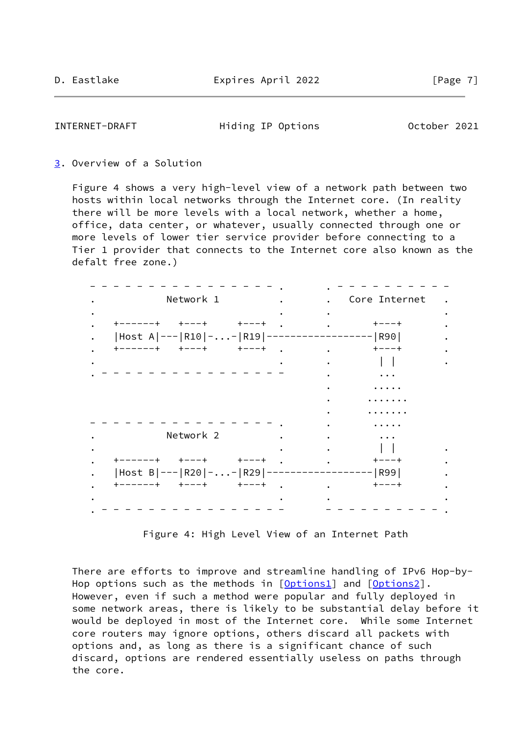## 3. Overview of a Solution

Figure 4 shows a very high-level view of a network path between two hosts within local networks through the Internet core. (In reality there will be more levels with a local network, whether a home, office, data center, or whatever, usually connected through one or more levels of lower tier service provider before connecting to a Tier 1 provider that connects to the Internet core also known as the defalt free zone.)

```
 - - - - - - - - - - - - - - - - - - .       . - - - - - - - - - - -
 .            Network 1              .       .   Core Internet   .
 .                                   .       .                   .
 .   +-------+   +---+     +---+     .       .       +---+       .
 .   |Host A|---|R10|-...-|R19|-----------------|R90|       .
 .   +-------+   +---+     +---+     .       .       +---+       .
 .                                   .       .        | |        .
 . - - - - - - - - - - - - - - - - - -       .        ...
                                             .       .....
                                             .      .......
                                             .      .......
 - - - - - - - - - - - - - - - - - - .       .       .....
 .            Network 2              .       .        ...
 .                                   .       .        | |        .
 .   +-------+   +---+     +---+     .       .       +---+       .
 .   |Host B|---|R20|-...-|R29|-----------------|R99|       .
 .   +-------+   +---+     +---+     .       .       +---+       .
 .                                   .       .                   .
 . - - - - - - - - - - - - - - - - - -       - - - - - - - - - - - .
```

Figure 4: High Level View of an Internet Path

There are efforts to improve and streamline handling of IPv6 Hop-by-Hop options such as the methods in [Options1] and [Options2]. However, even if such a method were popular and fully deployed in some network areas, there is likely to be substantial delay before it would be deployed in most of the Internet core. While some Internet core routers may ignore options, others discard all packets with options and, as long as there is a significant chance of such discard, options are rendered essentially useless on paths through the core.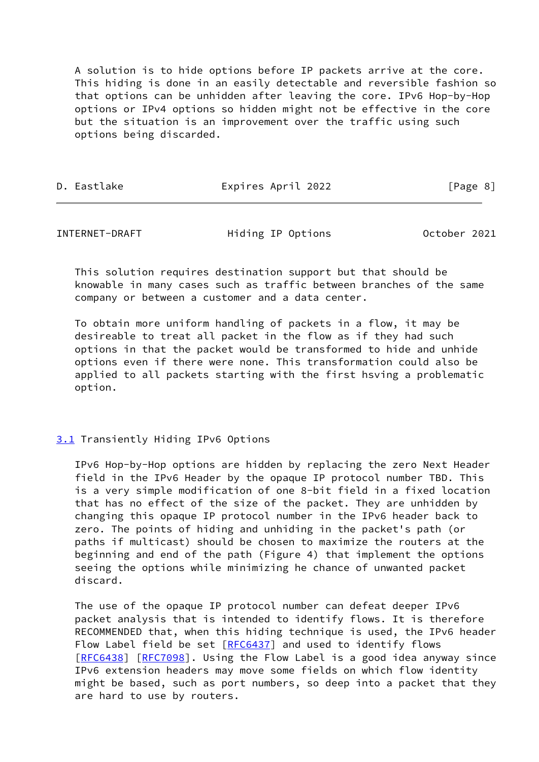A solution is to hide options before IP packets arrive at the core. This hiding is done in an easily detectable and reversible fashion so that options can be unhidden after leaving the core. IPv6 Hop-by-Hop options or IPv4 options so hidden might not be effective in the core but the situation is an improvement over the traffic using such options being discarded.

This solution requires destination support but that should be knowable in many cases such as traffic between branches of the same company or between a customer and a data center.

To obtain more uniform handling of packets in a flow, it may be desireable to treat all packet in the flow as if they had such options in that the packet would be transformed to hide and unhide options even if there were none. This transformation could also be applied to all packets starting with the first hsving a problematic option.

## 3.1 Transiently Hiding IPv6 Options

IPv6 Hop-by-Hop options are hidden by replacing the zero Next Header field in the IPv6 Header by the opaque IP protocol number TBD. This is a very simple modification of one 8-bit field in a fixed location that has no effect of the size of the packet. They are unhidden by changing this opaque IP protocol number in the IPv6 header back to zero. The points of hiding and unhiding in the packet's path (or paths if multicast) should be chosen to maximize the routers at the beginning and end of the path (Figure 4) that implement the options seeing the options while minimizing he chance of unwanted packet discard.

The use of the opaque IP protocol number can defeat deeper IPv6 packet analysis that is intended to identify flows. It is therefore RECOMMENDED that, when this hiding technique is used, the IPv6 header Flow Label field be set [RFC6437] and used to identify flows [RFC6438] [RFC7098]. Using the Flow Label is a good idea anyway since IPv6 extension headers may move some fields on which flow identity might be based, such as port numbers, so deep into a packet that they are hard to use by routers.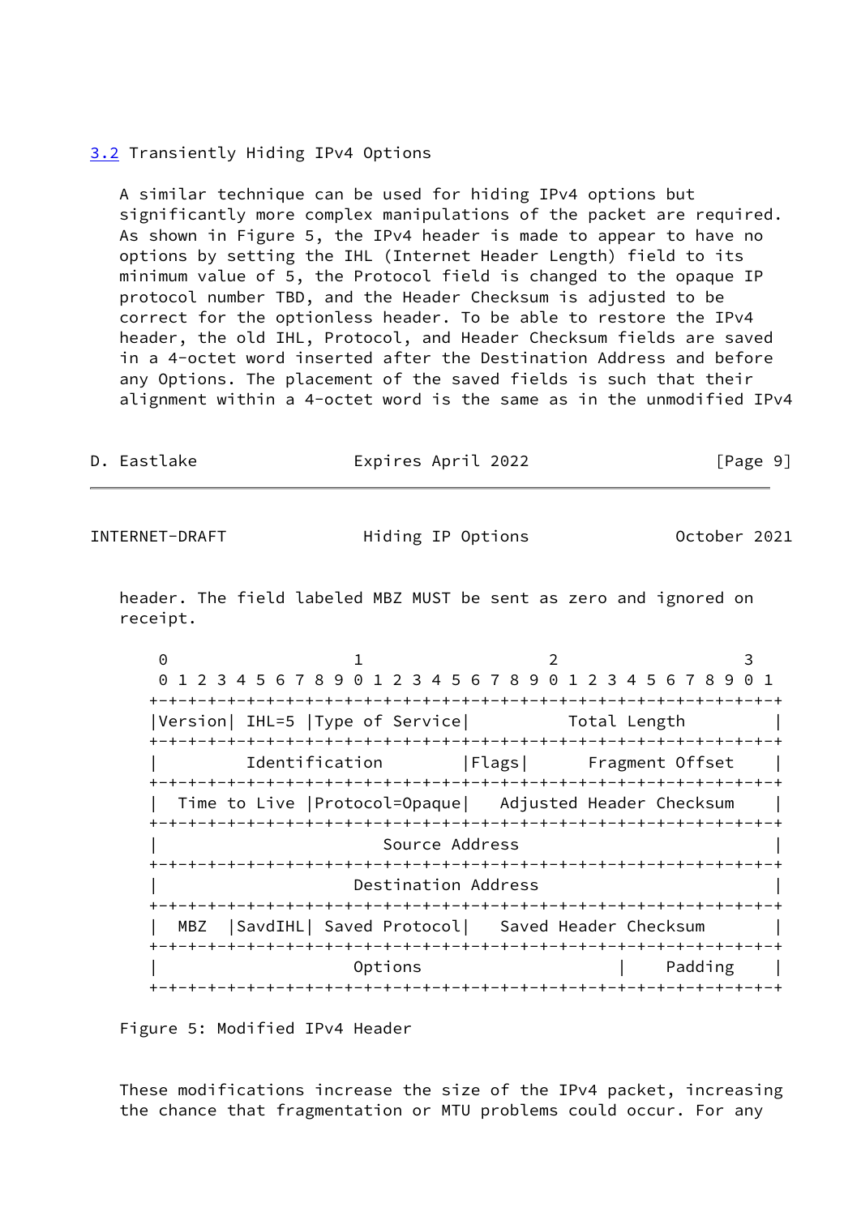### 3.2 Transiently Hiding IPv4 Options

A similar technique can be used for hiding IPv4 options but significantly more complex manipulations of the packet are required. As shown in Figure 5, the IPv4 header is made to appear to have no options by setting the IHL (Internet Header Length) field to its minimum value of 5, the Protocol field is changed to the opaque IP protocol number TBD, and the Header Checksum is adjusted to be correct for the optionless header. To be able to restore the IPv4 header, the old IHL, Protocol, and Header Checksum fields are saved in a 4-octet word inserted after the Destination Address and before any Options. The placement of the saved fields is such that their alignment within a 4-octet word is the same as in the unmodified IPv4 header. The field labeled MBZ MUST be sent as zero and ignored on receipt.

```
 0                   1                   2                   3
 0 1 2 3 4 5 6 7 8 9 0 1 2 3 4 5 6 7 8 9 0 1 2 3 4 5 6 7 8 9 0 1
+-+-+-+-+-+-+-+-+-+-+-+-+-+-+-+-+-+-+-+-+-+-+-+-+-+-+-+-+-+-+-+-+
|Version| IHL=5 |Type of Service|          Total Length         |
+-+-+-+-+-+-+-+-+-+-+-+-+-+-+-+-+-+-+-+-+-+-+-+-+-+-+-+-+-+-+-+-+
|         Identification        |Flags|      Fragment Offset    |
+-+-+-+-+-+-+-+-+-+-+-+-+-+-+-+-+-+-+-+-+-+-+-+-+-+-+-+-+-+-+-+-+
|  Time to Live |Protocol=Opaque|    Adjusted Header Checksum   |
+-+-+-+-+-+-+-+-+-+-+-+-+-+-+-+-+-+-+-+-+-+-+-+-+-+-+-+-+-+-+-+-+
|                       Source Address                          |
+-+-+-+-+-+-+-+-+-+-+-+-+-+-+-+-+-+-+-+-+-+-+-+-+-+-+-+-+-+-+-+-+
|                    Destination Address                        |
+-+-+-+-+-+-+-+-+-+-+-+-+-+-+-+-+-+-+-+-+-+-+-+-+-+-+-+-+-+-+-+-+
|  MBZ  |SavdIHL| Saved Protocol|    Saved Header Checksum      |
+-+-+-+-+-+-+-+-+-+-+-+-+-+-+-+-+-+-+-+-+-+-+-+-+-+-+-+-+-+-+-+-+
|                    Options                    |    Padding    |
+-+-+-+-+-+-+-+-+-+-+-+-+-+-+-+-+-+-+-+-+-+-+-+-+-+-+-+-+-+-+-+-+
```

Figure 5: Modified IPv4 Header

These modifications increase the size of the IPv4 packet, increasing the chance that fragmentation or MTU problems could occur. For any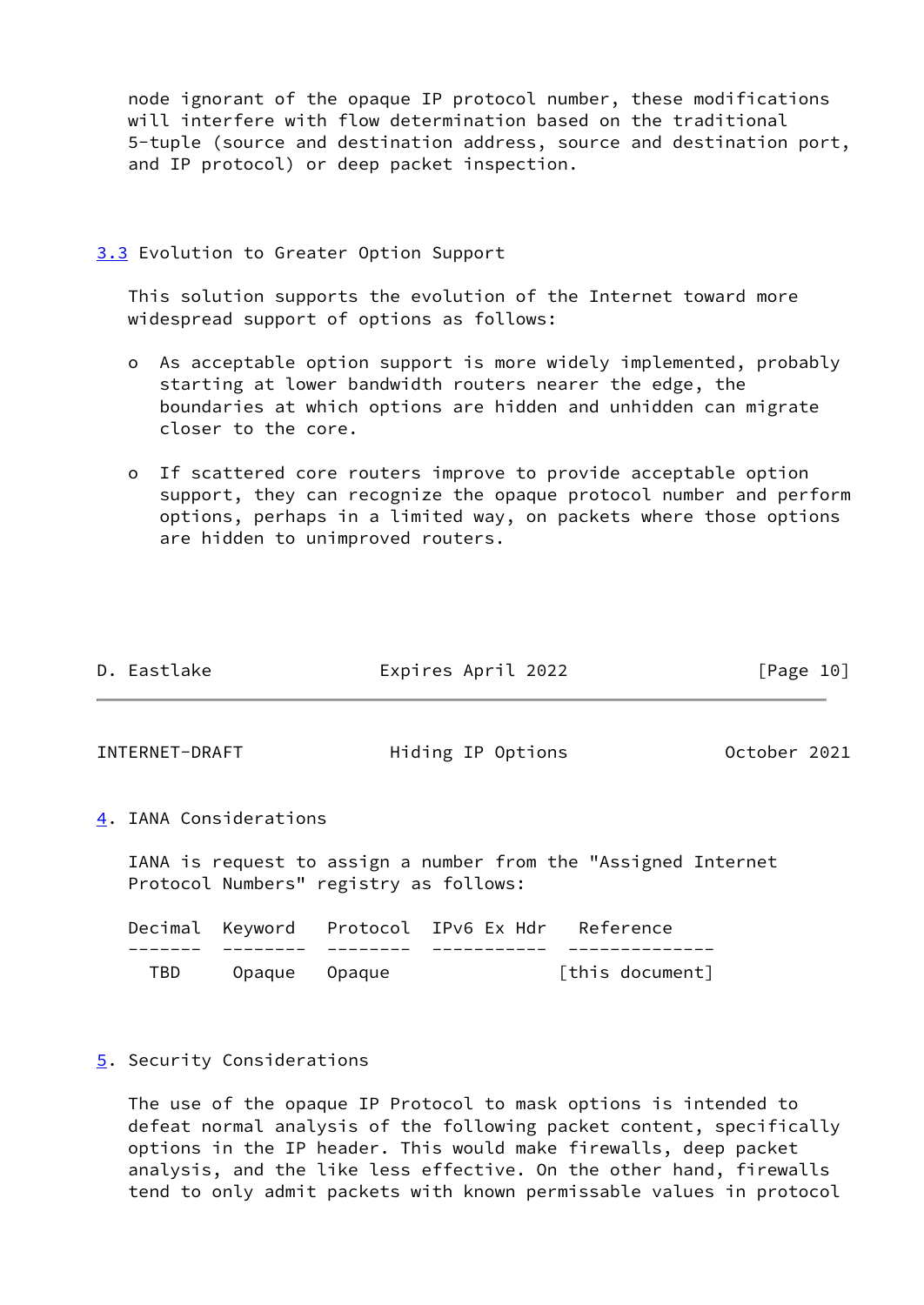node ignorant of the opaque IP protocol number, these modifications will interfere with flow determination based on the traditional 5-tuple (source and destination address, source and destination port, and IP protocol) or deep packet inspection.

### 3.3 Evolution to Greater Option Support

This solution supports the evolution of the Internet toward more widespread support of options as follows:

- As acceptable option support is more widely implemented, probably starting at lower bandwidth routers nearer the edge, the boundaries at which options are hidden and unhidden can migrate closer to the core.

- If scattered core routers improve to provide acceptable option support, they can recognize the opaque protocol number and perform options, perhaps in a limited way, on packets where those options are hidden to unimproved routers.

## 4. IANA Considerations

IANA is request to assign a number from the "Assigned Internet Protocol Numbers" registry as follows:

| Decimal | Keyword | Protocol | IPv6 Ex Hdr | Reference |
| --- | --- | --- | --- | --- |
| TBD | Opaque | Opaque | | [this document] |

## 5. Security Considerations

The use of the opaque IP Protocol to mask options is intended to defeat normal analysis of the following packet content, specifically options in the IP header. This would make firewalls, deep packet analysis, and the like less effective. On the other hand, firewalls tend to only admit packets with known permissable values in protocol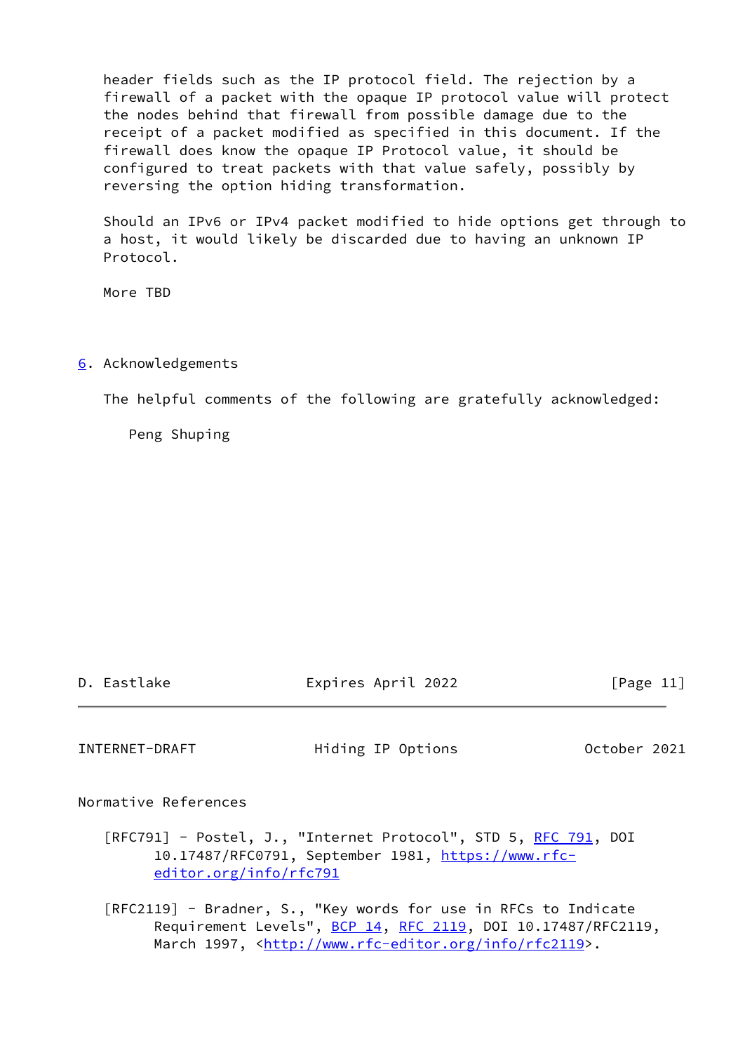header fields such as the IP protocol field. The rejection by a firewall of a packet with the opaque IP protocol value will protect the nodes behind that firewall from possible damage due to the receipt of a packet modified as specified in this document. If the firewall does know the opaque IP Protocol value, it should be configured to treat packets with that value safely, possibly by reversing the option hiding transformation.

Should an IPv6 or IPv4 packet modified to hide options get through to a host, it would likely be discarded due to having an unknown IP Protocol.

More TBD

## 6. Acknowledgements

The helpful comments of the following are gratefully acknowledged:

Peng Shuping

## Normative References

[RFC791] - Postel, J., "Internet Protocol", STD 5, RFC 791, DOI 10.17487/RFC0791, September 1981, https://www.rfc-editor.org/info/rfc791

[RFC2119] - Bradner, S., "Key words for use in RFCs to Indicate Requirement Levels", BCP 14, RFC 2119, DOI 10.17487/RFC2119, March 1997, <http://www.rfc-editor.org/info/rfc2119>.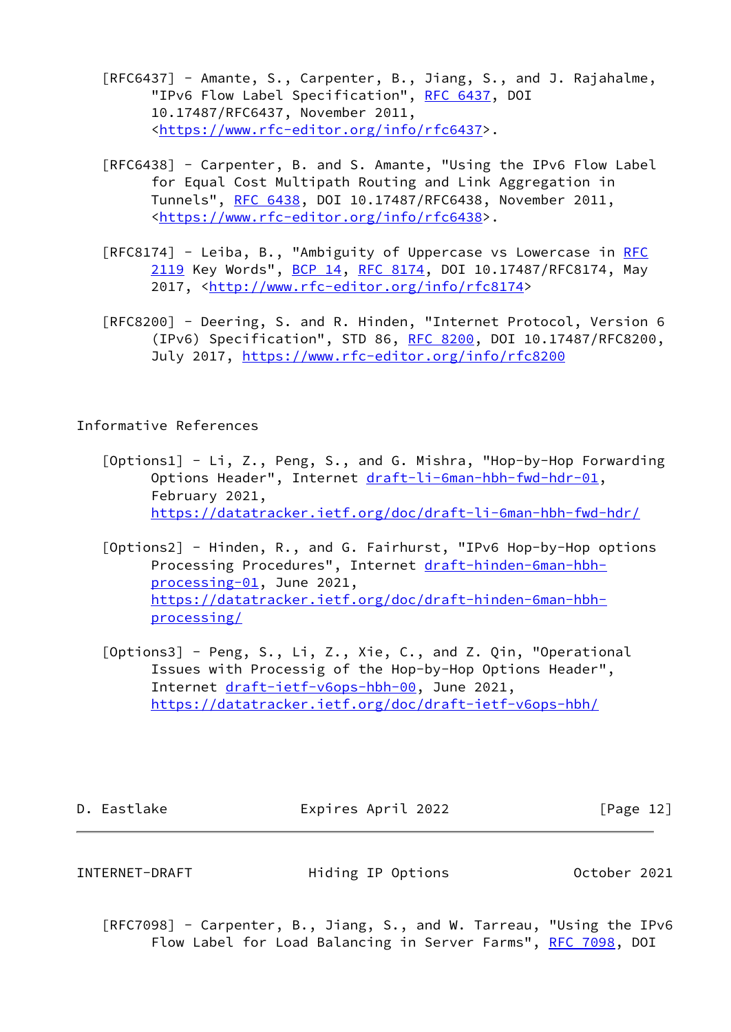[RFC6437] - Amante, S., Carpenter, B., Jiang, S., and J. Rajahalme, "IPv6 Flow Label Specification", RFC 6437, DOI 10.17487/RFC6437, November 2011, <https://www.rfc-editor.org/info/rfc6437>.

[RFC6438] - Carpenter, B. and S. Amante, "Using the IPv6 Flow Label for Equal Cost Multipath Routing and Link Aggregation in Tunnels", RFC 6438, DOI 10.17487/RFC6438, November 2011, <https://www.rfc-editor.org/info/rfc6438>.

[RFC8174] - Leiba, B., "Ambiguity of Uppercase vs Lowercase in RFC 2119 Key Words", BCP 14, RFC 8174, DOI 10.17487/RFC8174, May 2017, <http://www.rfc-editor.org/info/rfc8174>

[RFC8200] - Deering, S. and R. Hinden, "Internet Protocol, Version 6 (IPv6) Specification", STD 86, RFC 8200, DOI 10.17487/RFC8200, July 2017, https://www.rfc-editor.org/info/rfc8200

## Informative References

[Options1] - Li, Z., Peng, S., and G. Mishra, "Hop-by-Hop Forwarding Options Header", Internet draft-li-6man-hbh-fwd-hdr-01, February 2021, https://datatracker.ietf.org/doc/draft-li-6man-hbh-fwd-hdr/

[Options2] - Hinden, R., and G. Fairhurst, "IPv6 Hop-by-Hop options Processing Procedures", Internet draft-hinden-6man-hbh-processing-01, June 2021, https://datatracker.ietf.org/doc/draft-hinden-6man-hbh-processing/

[Options3] - Peng, S., Li, Z., Xie, C., and Z. Qin, "Operational Issues with Processig of the Hop-by-Hop Options Header", Internet draft-ietf-v6ops-hbh-00, June 2021, https://datatracker.ietf.org/doc/draft-ietf-v6ops-hbh/

[RFC7098] - Carpenter, B., Jiang, S., and W. Tarreau, "Using the IPv6 Flow Label for Load Balancing in Server Farms", RFC 7098, DOI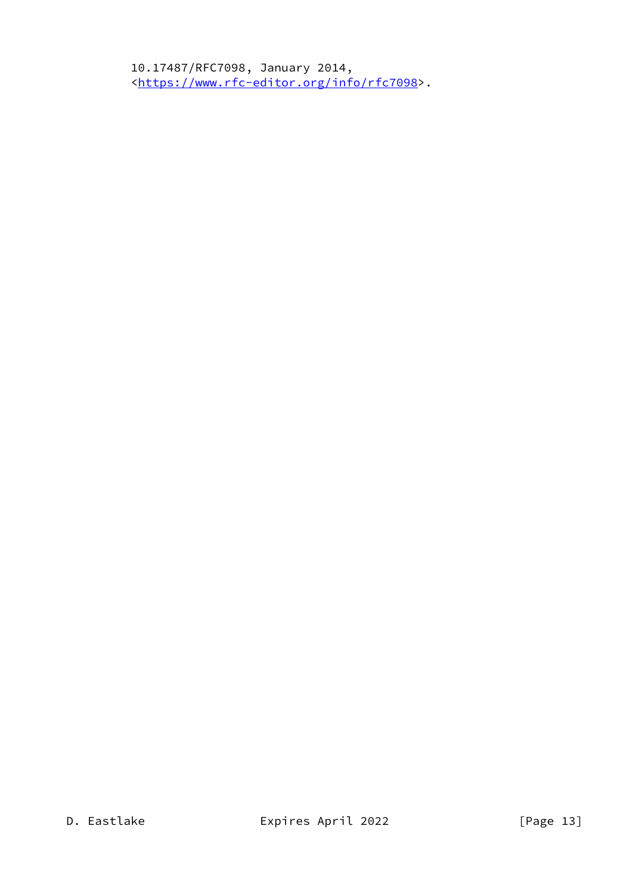10.17487/RFC7098, January 2014,
<https://www.rfc-editor.org/info/rfc7098>.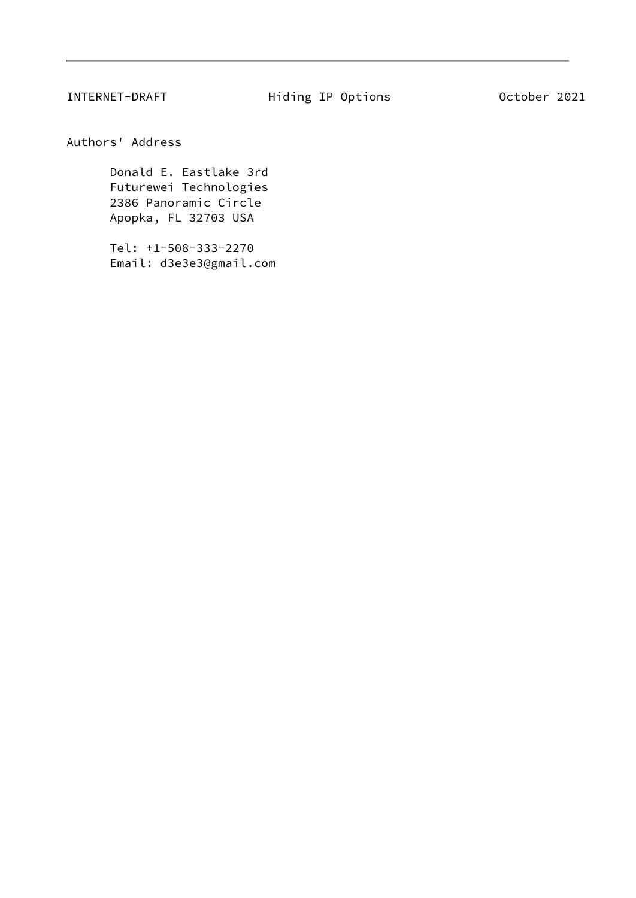## Authors' Address

Donald E. Eastlake 3rd
Futurewei Technologies
2386 Panoramic Circle
Apopka, FL 32703 USA

Tel: +1-508-333-2270
Email: d3e3e3@gmail.com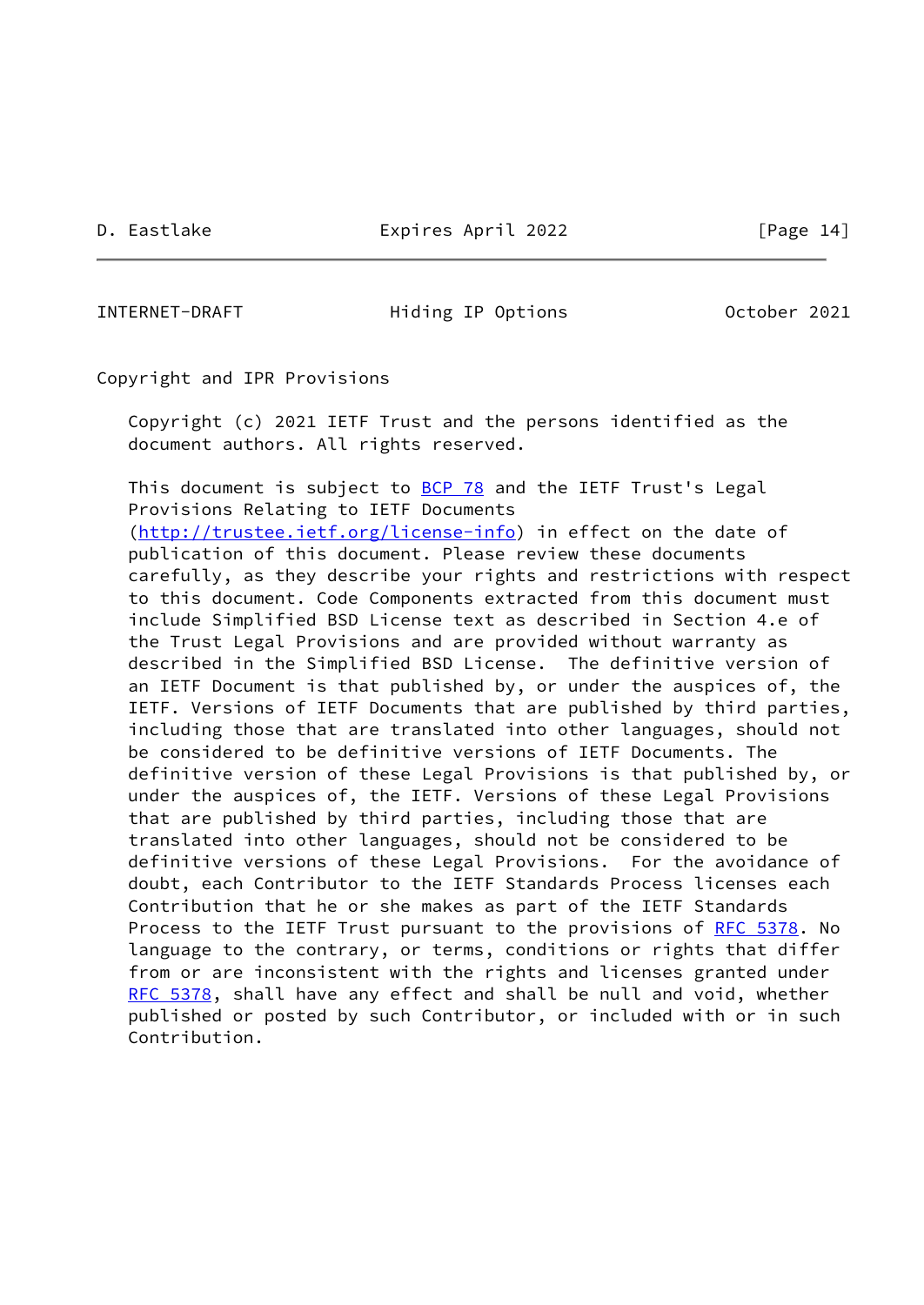## Copyright and IPR Provisions

Copyright (c) 2021 IETF Trust and the persons identified as the document authors. All rights reserved.

This document is subject to BCP 78 and the IETF Trust's Legal Provisions Relating to IETF Documents (http://trustee.ietf.org/license-info) in effect on the date of publication of this document. Please review these documents carefully, as they describe your rights and restrictions with respect to this document. Code Components extracted from this document must include Simplified BSD License text as described in Section 4.e of the Trust Legal Provisions and are provided without warranty as described in the Simplified BSD License. The definitive version of an IETF Document is that published by, or under the auspices of, the IETF. Versions of IETF Documents that are published by third parties, including those that are translated into other languages, should not be considered to be definitive versions of IETF Documents. The definitive version of these Legal Provisions is that published by, or under the auspices of, the IETF. Versions of these Legal Provisions that are published by third parties, including those that are translated into other languages, should not be considered to be definitive versions of these Legal Provisions. For the avoidance of doubt, each Contributor to the IETF Standards Process licenses each Contribution that he or she makes as part of the IETF Standards Process to the IETF Trust pursuant to the provisions of RFC 5378. No language to the contrary, or terms, conditions or rights that differ from or are inconsistent with the rights and licenses granted under RFC 5378, shall have any effect and shall be null and void, whether published or posted by such Contributor, or included with or in such Contribution.